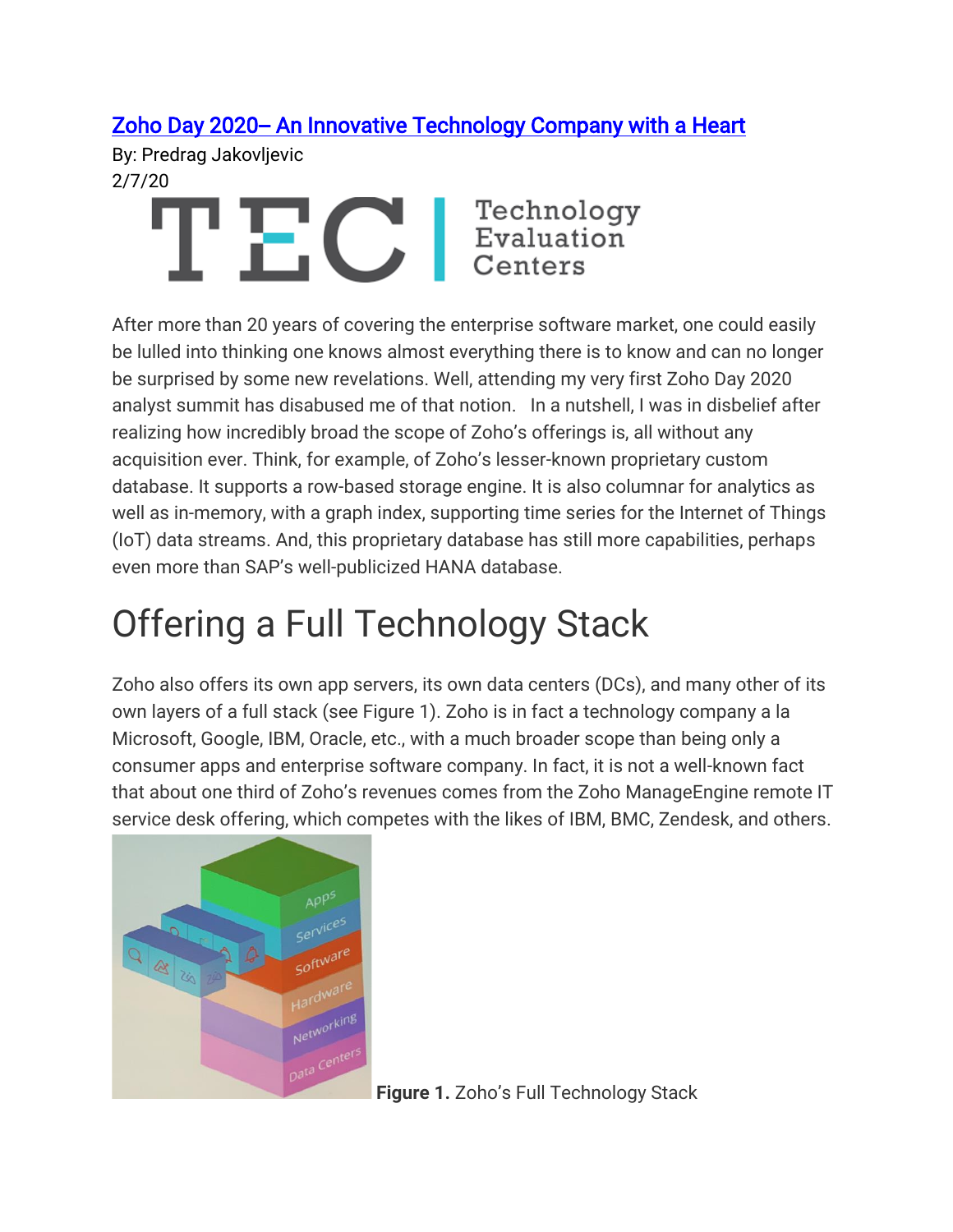[Zoho Day 2020– An Innovative Technology Company with a Heart]

By: Predrag Jakovljevic
2/7/20

After more than 20 years of covering the enterprise software market, one could easily be lulled into thinking one knows almost everything there is to know and can no longer be surprised by some new revelations. Well, attending my very first Zoho Day 2020 analyst summit has disabused me of that notion. In a nutshell, I was in disbelief after realizing how incredibly broad the scope of Zoho's offerings is, all without any acquisition ever. Think, for example, of Zoho's lesser-known proprietary custom database. It supports a row-based storage engine. It is also columnar for analytics as well as in-memory, with a graph index, supporting time series for the Internet of Things (IoT) data streams. And, this proprietary database has still more capabilities, perhaps even more than SAP's well-publicized HANA database.

# Offering a Full Technology Stack

Zoho also offers its own app servers, its own data centers (DCs), and many other of its own layers of a full stack (see Figure 1). Zoho is in fact a technology company a la Microsoft, Google, IBM, Oracle, etc., with a much broader scope than being only a consumer apps and enterprise software company. In fact, it is not a well-known fact that about one third of Zoho's revenues comes from the Zoho ManageEngine remote IT service desk offering, which competes with the likes of IBM, BMC, Zendesk, and others.

**Figure 1.** Zoho's Full Technology Stack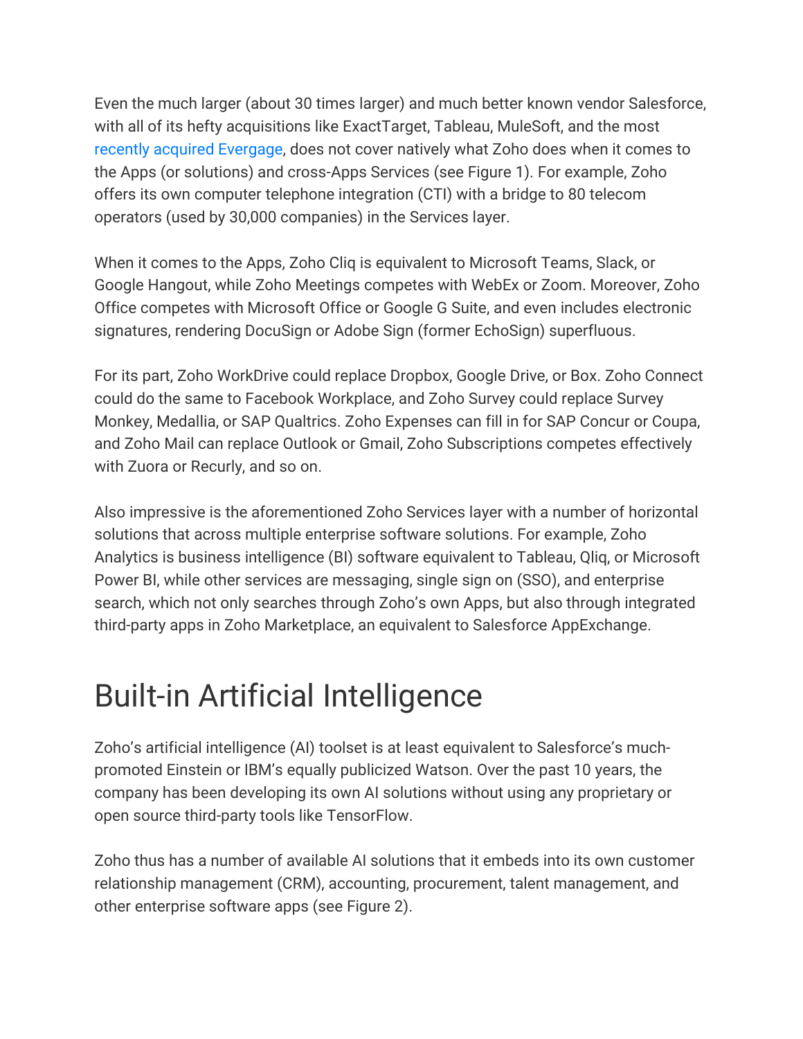Even the much larger (about 30 times larger) and much better known vendor Salesforce, with all of its hefty acquisitions like ExactTarget, Tableau, MuleSoft, and the most recently acquired Evergage, does not cover natively what Zoho does when it comes to the Apps (or solutions) and cross-Apps Services (see Figure 1). For example, Zoho offers its own computer telephone integration (CTI) with a bridge to 80 telecom operators (used by 30,000 companies) in the Services layer.

When it comes to the Apps, Zoho Cliq is equivalent to Microsoft Teams, Slack, or Google Hangout, while Zoho Meetings competes with WebEx or Zoom. Moreover, Zoho Office competes with Microsoft Office or Google G Suite, and even includes electronic signatures, rendering DocuSign or Adobe Sign (former EchoSign) superfluous.

For its part, Zoho WorkDrive could replace Dropbox, Google Drive, or Box. Zoho Connect could do the same to Facebook Workplace, and Zoho Survey could replace Survey Monkey, Medallia, or SAP Qualtrics. Zoho Expenses can fill in for SAP Concur or Coupa, and Zoho Mail can replace Outlook or Gmail, Zoho Subscriptions competes effectively with Zuora or Recurly, and so on.

Also impressive is the aforementioned Zoho Services layer with a number of horizontal solutions that across multiple enterprise software solutions. For example, Zoho Analytics is business intelligence (BI) software equivalent to Tableau, Qliq, or Microsoft Power BI, while other services are messaging, single sign on (SSO), and enterprise search, which not only searches through Zoho's own Apps, but also through integrated third-party apps in Zoho Marketplace, an equivalent to Salesforce AppExchange.

# Built-in Artificial Intelligence

Zoho's artificial intelligence (AI) toolset is at least equivalent to Salesforce's much-promoted Einstein or IBM's equally publicized Watson. Over the past 10 years, the company has been developing its own AI solutions without using any proprietary or open source third-party tools like TensorFlow.

Zoho thus has a number of available AI solutions that it embeds into its own customer relationship management (CRM), accounting, procurement, talent management, and other enterprise software apps (see Figure 2).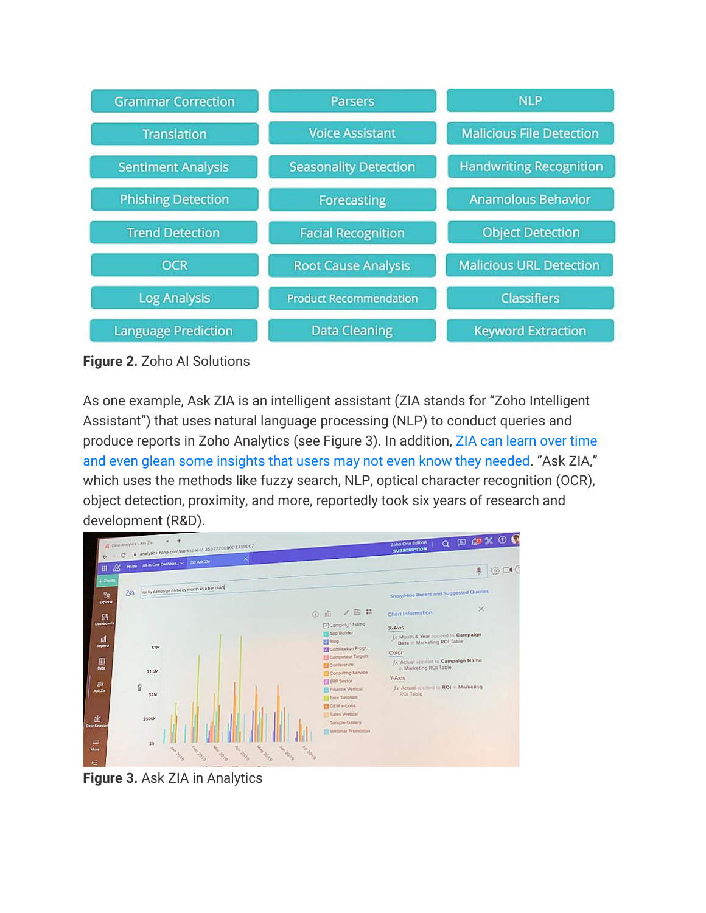| | | |
|---|---|---|
| Grammar Correction | Parsers | NLP |
| Translation | Voice Assistant | Malicious File Detection |
| Sentiment Analysis | Seasonality Detection | Handwriting Recognition |
| Phishing Detection | Forecasting | Anamolous Behavior |
| Trend Detection | Facial Recognition | Object Detection |
| OCR | Root Cause Analysis | Malicious URL Detection |
| Log Analysis | Product Recommendation | Classifiers |
| Language Prediction | Data Cleaning | Keyword Extraction |

**Figure 2.** Zoho AI Solutions

As one example, Ask ZIA is an intelligent assistant (ZIA stands for "Zoho Intelligent Assistant") that uses natural language processing (NLP) to conduct queries and produce reports in Zoho Analytics (see Figure 3). In addition, ZIA can learn over time and even glean some insights that users may not even know they needed. "Ask ZIA," which uses the methods like fuzzy search, NLP, optical character recognition (OCR), object detection, proximity, and more, reportedly took six years of research and development (R&D).

**Figure 3.** Ask ZIA in Analytics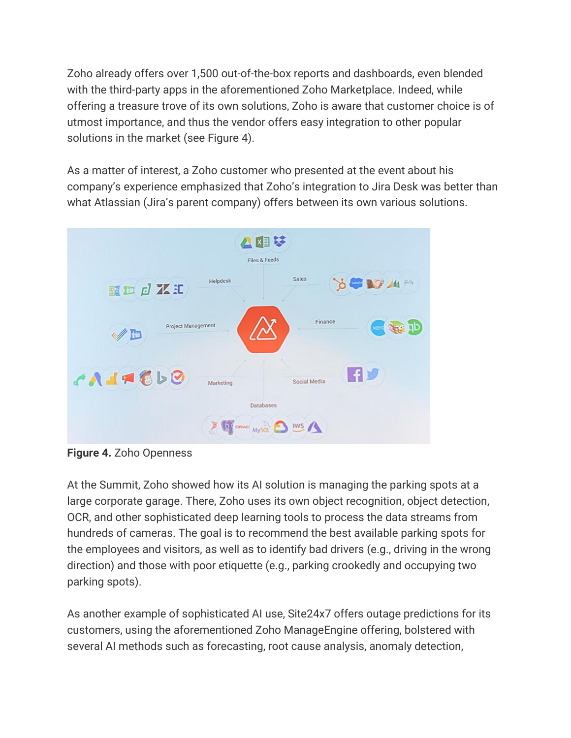Zoho already offers over 1,500 out-of-the-box reports and dashboards, even blended with the third-party apps in the aforementioned Zoho Marketplace. Indeed, while offering a treasure trove of its own solutions, Zoho is aware that customer choice is of utmost importance, and thus the vendor offers easy integration to other popular solutions in the market (see Figure 4).

As a matter of interest, a Zoho customer who presented at the event about his company's experience emphasized that Zoho's integration to Jira Desk was better than what Atlassian (Jira's parent company) offers between its own various solutions.

**Figure 4.** Zoho Openness

At the Summit, Zoho showed how its AI solution is managing the parking spots at a large corporate garage. There, Zoho uses its own object recognition, object detection, OCR, and other sophisticated deep learning tools to process the data streams from hundreds of cameras. The goal is to recommend the best available parking spots for the employees and visitors, as well as to identify bad drivers (e.g., driving in the wrong direction) and those with poor etiquette (e.g., parking crookedly and occupying two parking spots).

As another example of sophisticated AI use, Site24x7 offers outage predictions for its customers, using the aforementioned Zoho ManageEngine offering, bolstered with several AI methods such as forecasting, root cause analysis, anomaly detection,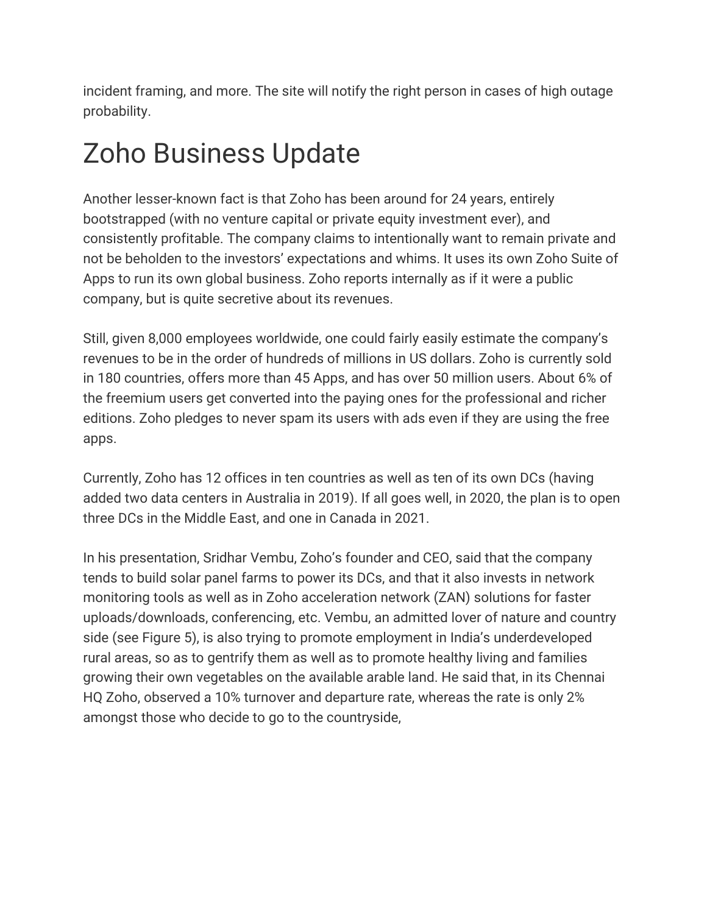incident framing, and more. The site will notify the right person in cases of high outage probability.

# Zoho Business Update

Another lesser-known fact is that Zoho has been around for 24 years, entirely bootstrapped (with no venture capital or private equity investment ever), and consistently profitable. The company claims to intentionally want to remain private and not be beholden to the investors' expectations and whims. It uses its own Zoho Suite of Apps to run its own global business. Zoho reports internally as if it were a public company, but is quite secretive about its revenues.

Still, given 8,000 employees worldwide, one could fairly easily estimate the company's revenues to be in the order of hundreds of millions in US dollars. Zoho is currently sold in 180 countries, offers more than 45 Apps, and has over 50 million users. About 6% of the freemium users get converted into the paying ones for the professional and richer editions. Zoho pledges to never spam its users with ads even if they are using the free apps.

Currently, Zoho has 12 offices in ten countries as well as ten of its own DCs (having added two data centers in Australia in 2019). If all goes well, in 2020, the plan is to open three DCs in the Middle East, and one in Canada in 2021.

In his presentation, Sridhar Vembu, Zoho's founder and CEO, said that the company tends to build solar panel farms to power its DCs, and that it also invests in network monitoring tools as well as in Zoho acceleration network (ZAN) solutions for faster uploads/downloads, conferencing, etc. Vembu, an admitted lover of nature and country side (see Figure 5), is also trying to promote employment in India's underdeveloped rural areas, so as to gentrify them as well as to promote healthy living and families growing their own vegetables on the available arable land. He said that, in its Chennai HQ Zoho, observed a 10% turnover and departure rate, whereas the rate is only 2% amongst those who decide to go to the countryside,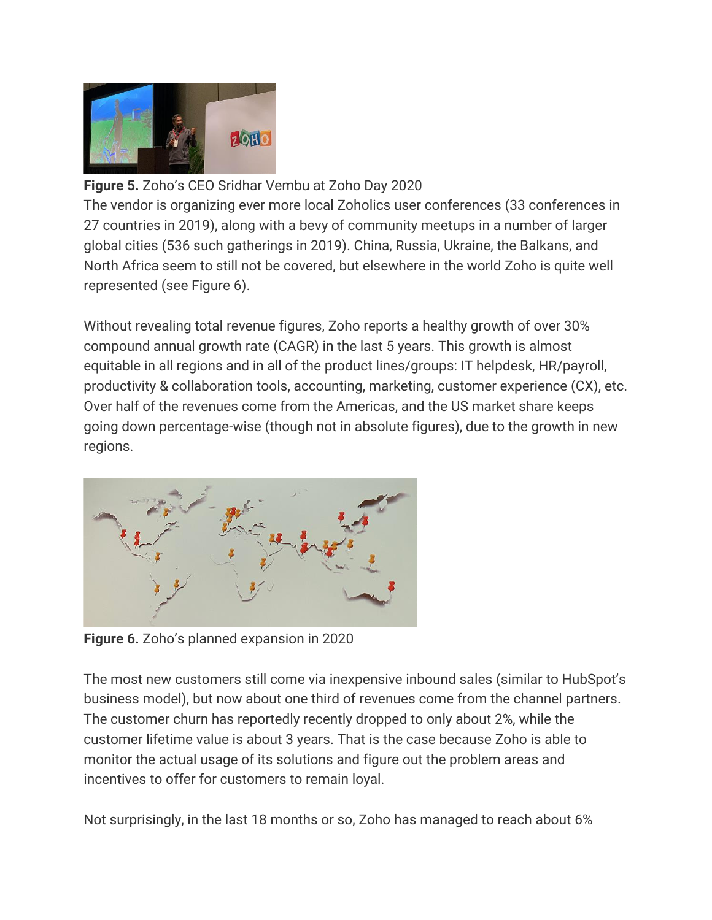**Figure 5.** Zoho's CEO Sridhar Vembu at Zoho Day 2020

The vendor is organizing ever more local Zoholics user conferences (33 conferences in 27 countries in 2019), along with a bevy of community meetups in a number of larger global cities (536 such gatherings in 2019). China, Russia, Ukraine, the Balkans, and North Africa seem to still not be covered, but elsewhere in the world Zoho is quite well represented (see Figure 6).

Without revealing total revenue figures, Zoho reports a healthy growth of over 30% compound annual growth rate (CAGR) in the last 5 years. This growth is almost equitable in all regions and in all of the product lines/groups: IT helpdesk, HR/payroll, productivity & collaboration tools, accounting, marketing, customer experience (CX), etc. Over half of the revenues come from the Americas, and the US market share keeps going down percentage-wise (though not in absolute figures), due to the growth in new regions.

**Figure 6.** Zoho's planned expansion in 2020

The most new customers still come via inexpensive inbound sales (similar to HubSpot's business model), but now about one third of revenues come from the channel partners. The customer churn has reportedly recently dropped to only about 2%, while the customer lifetime value is about 3 years. That is the case because Zoho is able to monitor the actual usage of its solutions and figure out the problem areas and incentives to offer for customers to remain loyal.

Not surprisingly, in the last 18 months or so, Zoho has managed to reach about 6%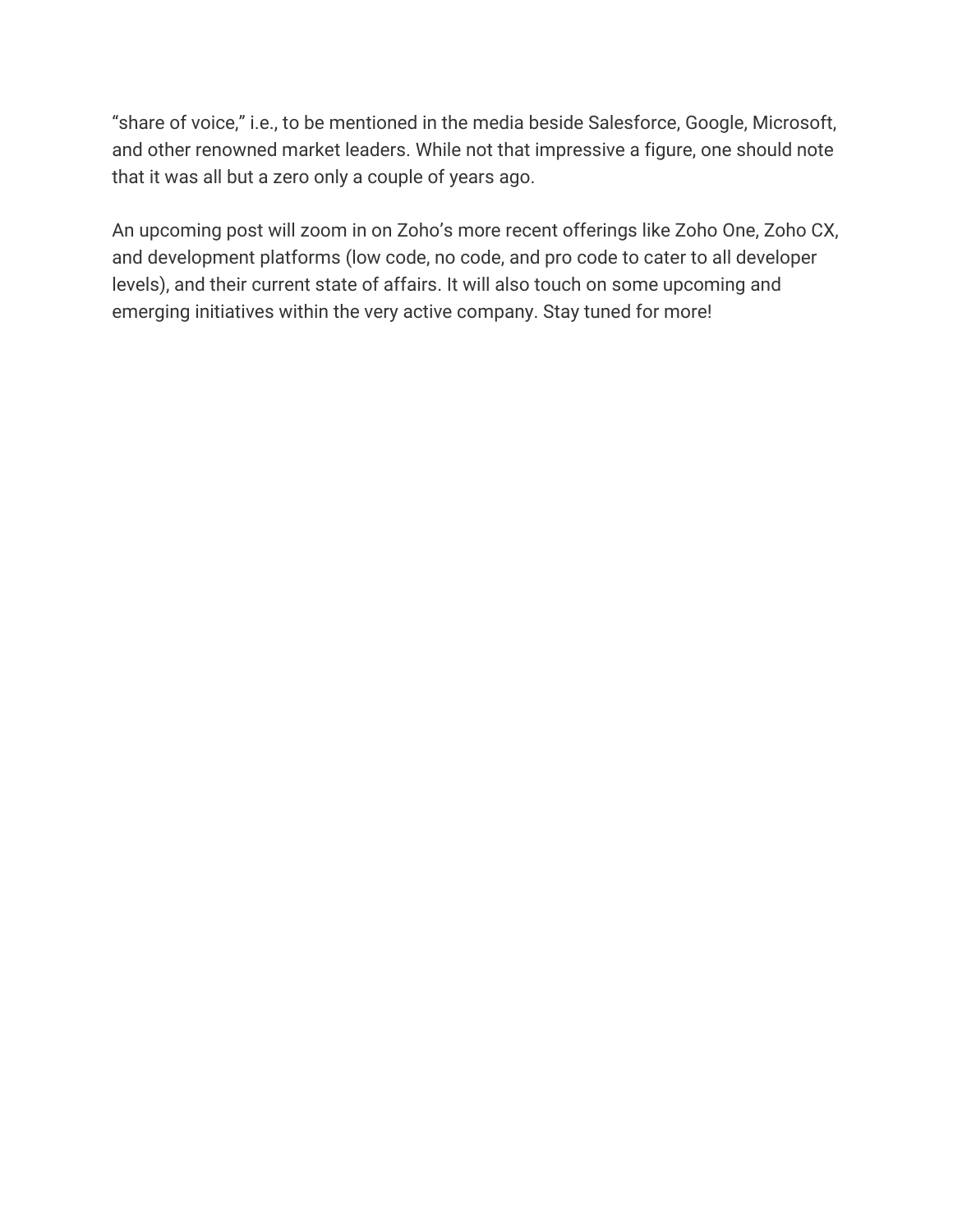“share of voice,” i.e., to be mentioned in the media beside Salesforce, Google, Microsoft, and other renowned market leaders. While not that impressive a figure, one should note that it was all but a zero only a couple of years ago.

An upcoming post will zoom in on Zoho’s more recent offerings like Zoho One, Zoho CX, and development platforms (low code, no code, and pro code to cater to all developer levels), and their current state of affairs. It will also touch on some upcoming and emerging initiatives within the very active company. Stay tuned for more!